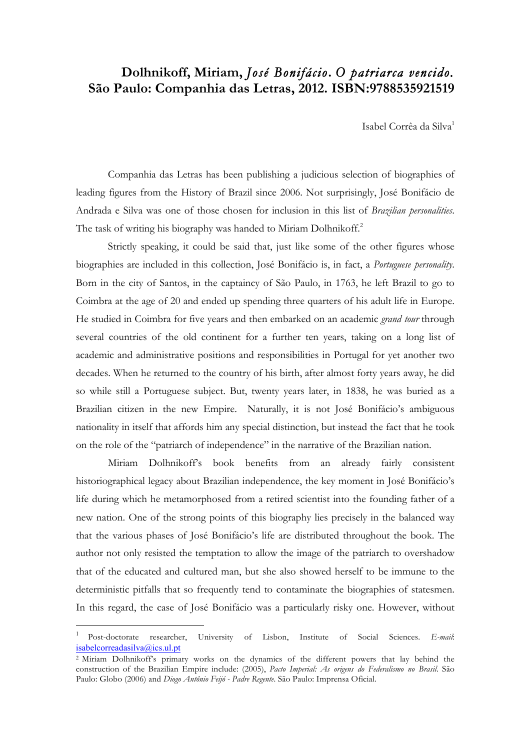# Dolhnikoff, Miriam, *José Bonifácio. O patriarca vencido*. São Paulo: Companhia das Letras, 2012. ISBN:9788535921519

Isabel Corrêa da Silva[1]

Companhia das Letras has been publishing a judicious selection of biographies of leading figures from the History of Brazil since 2006. Not surprisingly, José Bonifácio de Andrada e Silva was one of those chosen for inclusion in this list of *Brazilian personalities*. The task of writing his biography was handed to Miriam Dolhnikoff.[2]

Strictly speaking, it could be said that, just like some of the other figures whose biographies are included in this collection, José Bonifácio is, in fact, a *Portuguese personality*. Born in the city of Santos, in the captaincy of São Paulo, in 1763, he left Brazil to go to Coimbra at the age of 20 and ended up spending three quarters of his adult life in Europe. He studied in Coimbra for five years and then embarked on an academic *grand tour* through several countries of the old continent for a further ten years, taking on a long list of academic and administrative positions and responsibilities in Portugal for yet another two decades. When he returned to the country of his birth, after almost forty years away, he did so while still a Portuguese subject. But, twenty years later, in 1838, he was buried as a Brazilian citizen in the new Empire. Naturally, it is not José Bonifácio's ambiguous nationality in itself that affords him any special distinction, but instead the fact that he took on the role of the "patriarch of independence" in the narrative of the Brazilian nation.

Miriam Dolhnikoff's book benefits from an already fairly consistent historiographical legacy about Brazilian independence, the key moment in José Bonifácio's life during which he metamorphosed from a retired scientist into the founding father of a new nation. One of the strong points of this biography lies precisely in the balanced way that the various phases of José Bonifácio's life are distributed throughout the book. The author not only resisted the temptation to allow the image of the patriarch to overshadow that of the educated and cultured man, but she also showed herself to be immune to the deterministic pitfalls that so frequently tend to contaminate the biographies of statesmen. In this regard, the case of José Bonifácio was a particularly risky one. However, without

---

[1] Post-doctorate researcher, University of Lisbon, Institute of Social Sciences. *E-mail*: isabelcorreadasilva@ics.ul.pt

[2] Miriam Dolhnikoff's primary works on the dynamics of the different powers that lay behind the construction of the Brazilian Empire include: (2005), *Pacto Imperial: As origens do Federalismo no Brasil*. São Paulo: Globo (2006) and *Diogo Antônio Feijó - Padre Regente*. São Paulo: Imprensa Oficial.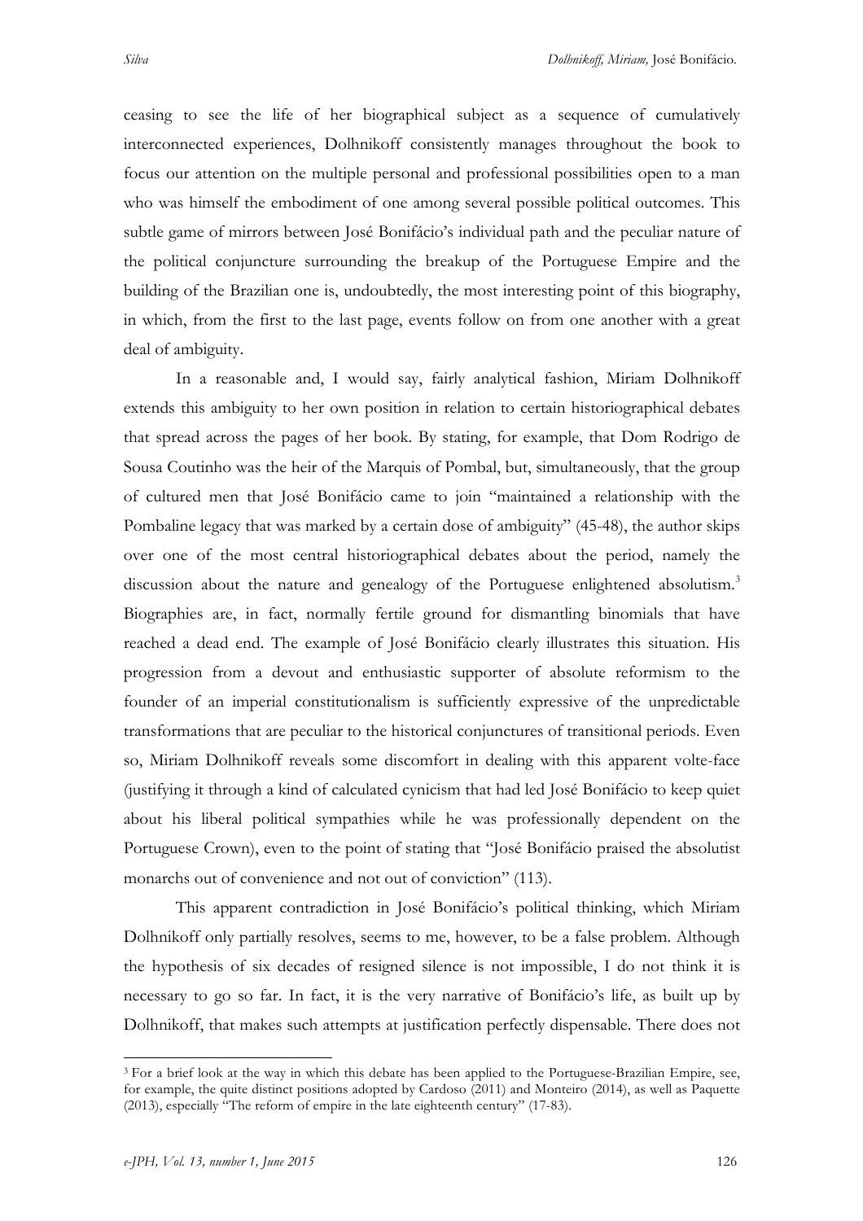ceasing to see the life of her biographical subject as a sequence of cumulatively interconnected experiences, Dolhnikoff consistently manages throughout the book to focus our attention on the multiple personal and professional possibilities open to a man who was himself the embodiment of one among several possible political outcomes. This subtle game of mirrors between José Bonifácio's individual path and the peculiar nature of the political conjuncture surrounding the breakup of the Portuguese Empire and the building of the Brazilian one is, undoubtedly, the most interesting point of this biography, in which, from the first to the last page, events follow on from one another with a great deal of ambiguity.

In a reasonable and, I would say, fairly analytical fashion, Miriam Dolhnikoff extends this ambiguity to her own position in relation to certain historiographical debates that spread across the pages of her book. By stating, for example, that Dom Rodrigo de Sousa Coutinho was the heir of the Marquis of Pombal, but, simultaneously, that the group of cultured men that José Bonifácio came to join "maintained a relationship with the Pombaline legacy that was marked by a certain dose of ambiguity" (45-48), the author skips over one of the most central historiographical debates about the period, namely the discussion about the nature and genealogy of the Portuguese enlightened absolutism.[3] Biographies are, in fact, normally fertile ground for dismantling binomials that have reached a dead end. The example of José Bonifácio clearly illustrates this situation. His progression from a devout and enthusiastic supporter of absolute reformism to the founder of an imperial constitutionalism is sufficiently expressive of the unpredictable transformations that are peculiar to the historical conjunctures of transitional periods. Even so, Miriam Dolhnikoff reveals some discomfort in dealing with this apparent volte-face (justifying it through a kind of calculated cynicism that had led José Bonifácio to keep quiet about his liberal political sympathies while he was professionally dependent on the Portuguese Crown), even to the point of stating that "José Bonifácio praised the absolutist monarchs out of convenience and not out of conviction" (113).

This apparent contradiction in José Bonifácio's political thinking, which Miriam Dolhnikoff only partially resolves, seems to me, however, to be a false problem. Although the hypothesis of six decades of resigned silence is not impossible, I do not think it is necessary to go so far. In fact, it is the very narrative of Bonifácio's life, as built up by Dolhnikoff, that makes such attempts at justification perfectly dispensable. There does not

[3] For a brief look at the way in which this debate has been applied to the Portuguese-Brazilian Empire, see, for example, the quite distinct positions adopted by Cardoso (2011) and Monteiro (2014), as well as Paquette (2013), especially "The reform of empire in the late eighteenth century" (17-83).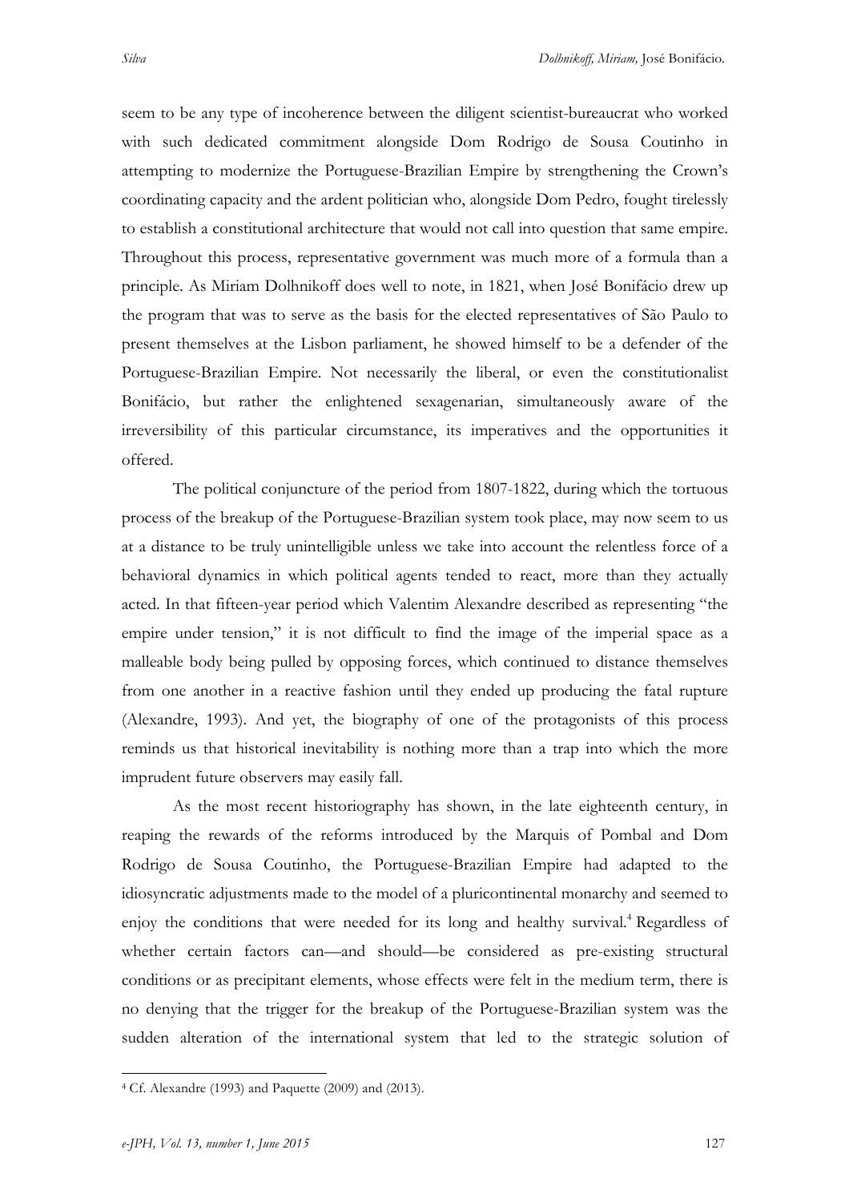seem to be any type of incoherence between the diligent scientist-bureaucrat who worked with such dedicated commitment alongside Dom Rodrigo de Sousa Coutinho in attempting to modernize the Portuguese-Brazilian Empire by strengthening the Crown's coordinating capacity and the ardent politician who, alongside Dom Pedro, fought tirelessly to establish a constitutional architecture that would not call into question that same empire. Throughout this process, representative government was much more of a formula than a principle. As Miriam Dolhnikoff does well to note, in 1821, when José Bonifácio drew up the program that was to serve as the basis for the elected representatives of São Paulo to present themselves at the Lisbon parliament, he showed himself to be a defender of the Portuguese-Brazilian Empire. Not necessarily the liberal, or even the constitutionalist Bonifácio, but rather the enlightened sexagenarian, simultaneously aware of the irreversibility of this particular circumstance, its imperatives and the opportunities it offered.

The political conjuncture of the period from 1807-1822, during which the tortuous process of the breakup of the Portuguese-Brazilian system took place, may now seem to us at a distance to be truly unintelligible unless we take into account the relentless force of a behavioral dynamics in which political agents tended to react, more than they actually acted. In that fifteen-year period which Valentim Alexandre described as representing "the empire under tension," it is not difficult to find the image of the imperial space as a malleable body being pulled by opposing forces, which continued to distance themselves from one another in a reactive fashion until they ended up producing the fatal rupture (Alexandre, 1993). And yet, the biography of one of the protagonists of this process reminds us that historical inevitability is nothing more than a trap into which the more imprudent future observers may easily fall.

As the most recent historiography has shown, in the late eighteenth century, in reaping the rewards of the reforms introduced by the Marquis of Pombal and Dom Rodrigo de Sousa Coutinho, the Portuguese-Brazilian Empire had adapted to the idiosyncratic adjustments made to the model of a pluricontinental monarchy and seemed to enjoy the conditions that were needed for its long and healthy survival.[4] Regardless of whether certain factors can—and should—be considered as pre-existing structural conditions or as precipitant elements, whose effects were felt in the medium term, there is no denying that the trigger for the breakup of the Portuguese-Brazilian system was the sudden alteration of the international system that led to the strategic solution of

[4] Cf. Alexandre (1993) and Paquette (2009) and (2013).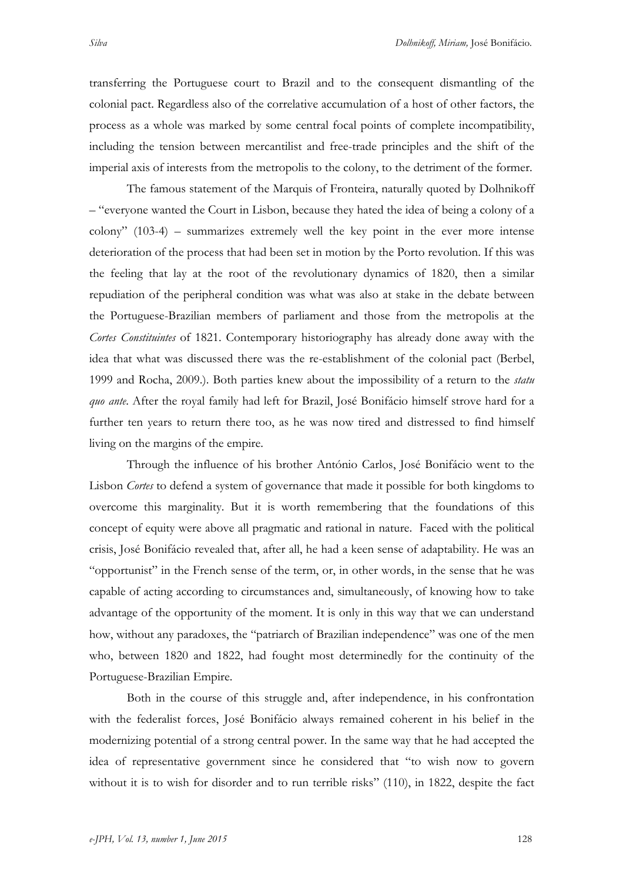transferring the Portuguese court to Brazil and to the consequent dismantling of the colonial pact. Regardless also of the correlative accumulation of a host of other factors, the process as a whole was marked by some central focal points of complete incompatibility, including the tension between mercantilist and free-trade principles and the shift of the imperial axis of interests from the metropolis to the colony, to the detriment of the former.

The famous statement of the Marquis of Fronteira, naturally quoted by Dolhnikoff – "everyone wanted the Court in Lisbon, because they hated the idea of being a colony of a colony" (103-4) – summarizes extremely well the key point in the ever more intense deterioration of the process that had been set in motion by the Porto revolution. If this was the feeling that lay at the root of the revolutionary dynamics of 1820, then a similar repudiation of the peripheral condition was what was also at stake in the debate between the Portuguese-Brazilian members of parliament and those from the metropolis at the *Cortes Constituintes* of 1821. Contemporary historiography has already done away with the idea that what was discussed there was the re-establishment of the colonial pact (Berbel, 1999 and Rocha, 2009.). Both parties knew about the impossibility of a return to the *statu quo ante*. After the royal family had left for Brazil, José Bonifácio himself strove hard for a further ten years to return there too, as he was now tired and distressed to find himself living on the margins of the empire.

Through the influence of his brother António Carlos, José Bonifácio went to the Lisbon *Cortes* to defend a system of governance that made it possible for both kingdoms to overcome this marginality. But it is worth remembering that the foundations of this concept of equity were above all pragmatic and rational in nature. Faced with the political crisis, José Bonifácio revealed that, after all, he had a keen sense of adaptability. He was an "opportunist" in the French sense of the term, or, in other words, in the sense that he was capable of acting according to circumstances and, simultaneously, of knowing how to take advantage of the opportunity of the moment. It is only in this way that we can understand how, without any paradoxes, the "patriarch of Brazilian independence" was one of the men who, between 1820 and 1822, had fought most determinedly for the continuity of the Portuguese-Brazilian Empire.

Both in the course of this struggle and, after independence, in his confrontation with the federalist forces, José Bonifácio always remained coherent in his belief in the modernizing potential of a strong central power. In the same way that he had accepted the idea of representative government since he considered that "to wish now to govern without it is to wish for disorder and to run terrible risks" (110), in 1822, despite the fact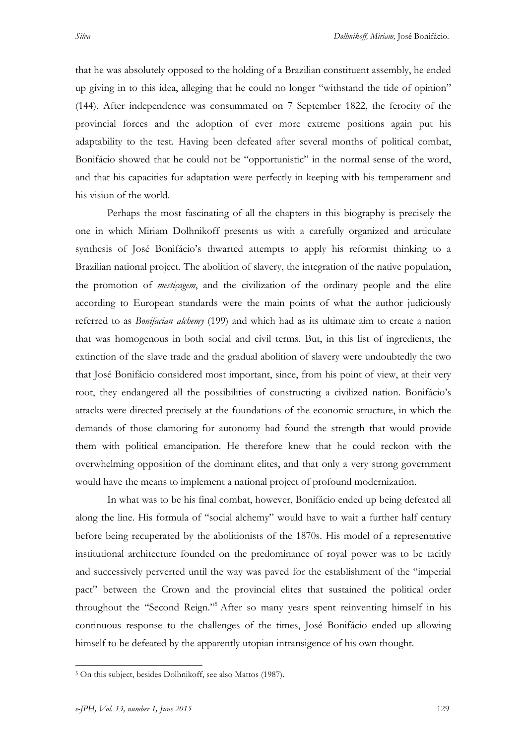that he was absolutely opposed to the holding of a Brazilian constituent assembly, he ended up giving in to this idea, alleging that he could no longer "withstand the tide of opinion" (144). After independence was consummated on 7 September 1822, the ferocity of the provincial forces and the adoption of ever more extreme positions again put his adaptability to the test. Having been defeated after several months of political combat, Bonifácio showed that he could not be "opportunistic" in the normal sense of the word, and that his capacities for adaptation were perfectly in keeping with his temperament and his vision of the world.

Perhaps the most fascinating of all the chapters in this biography is precisely the one in which Miriam Dolhnikoff presents us with a carefully organized and articulate synthesis of José Bonifácio's thwarted attempts to apply his reformist thinking to a Brazilian national project. The abolition of slavery, the integration of the native population, the promotion of *mestiçagem*, and the civilization of the ordinary people and the elite according to European standards were the main points of what the author judiciously referred to as *Bonifacian alchemy* (199) and which had as its ultimate aim to create a nation that was homogenous in both social and civil terms. But, in this list of ingredients, the extinction of the slave trade and the gradual abolition of slavery were undoubtedly the two that José Bonifácio considered most important, since, from his point of view, at their very root, they endangered all the possibilities of constructing a civilized nation. Bonifácio's attacks were directed precisely at the foundations of the economic structure, in which the demands of those clamoring for autonomy had found the strength that would provide them with political emancipation. He therefore knew that he could reckon with the overwhelming opposition of the dominant elites, and that only a very strong government would have the means to implement a national project of profound modernization.

In what was to be his final combat, however, Bonifácio ended up being defeated all along the line. His formula of "social alchemy" would have to wait a further half century before being recuperated by the abolitionists of the 1870s. His model of a representative institutional architecture founded on the predominance of royal power was to be tacitly and successively perverted until the way was paved for the establishment of the "imperial pact" between the Crown and the provincial elites that sustained the political order throughout the "Second Reign."[5] After so many years spent reinventing himself in his continuous response to the challenges of the times, José Bonifácio ended up allowing himself to be defeated by the apparently utopian intransigence of his own thought.

---

[5] On this subject, besides Dolhnikoff, see also Mattos (1987).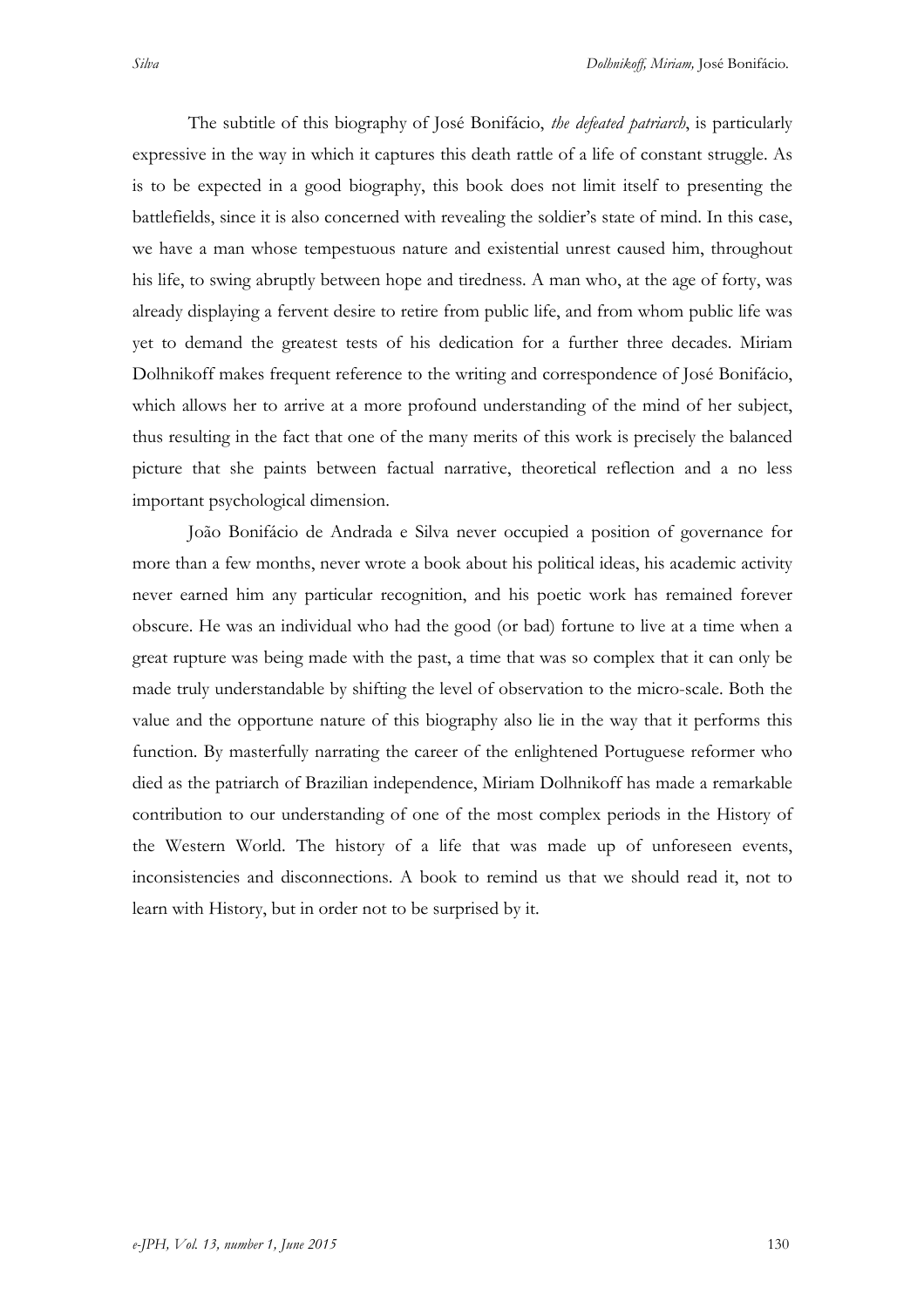The subtitle of this biography of José Bonifácio, *the defeated patriarch*, is particularly expressive in the way in which it captures this death rattle of a life of constant struggle. As is to be expected in a good biography, this book does not limit itself to presenting the battlefields, since it is also concerned with revealing the soldier's state of mind. In this case, we have a man whose tempestuous nature and existential unrest caused him, throughout his life, to swing abruptly between hope and tiredness. A man who, at the age of forty, was already displaying a fervent desire to retire from public life, and from whom public life was yet to demand the greatest tests of his dedication for a further three decades. Miriam Dolhnikoff makes frequent reference to the writing and correspondence of José Bonifácio, which allows her to arrive at a more profound understanding of the mind of her subject, thus resulting in the fact that one of the many merits of this work is precisely the balanced picture that she paints between factual narrative, theoretical reflection and a no less important psychological dimension.

João Bonifácio de Andrada e Silva never occupied a position of governance for more than a few months, never wrote a book about his political ideas, his academic activity never earned him any particular recognition, and his poetic work has remained forever obscure. He was an individual who had the good (or bad) fortune to live at a time when a great rupture was being made with the past, a time that was so complex that it can only be made truly understandable by shifting the level of observation to the micro-scale. Both the value and the opportune nature of this biography also lie in the way that it performs this function. By masterfully narrating the career of the enlightened Portuguese reformer who died as the patriarch of Brazilian independence, Miriam Dolhnikoff has made a remarkable contribution to our understanding of one of the most complex periods in the History of the Western World. The history of a life that was made up of unforeseen events, inconsistencies and disconnections. A book to remind us that we should read it, not to learn with History, but in order not to be surprised by it.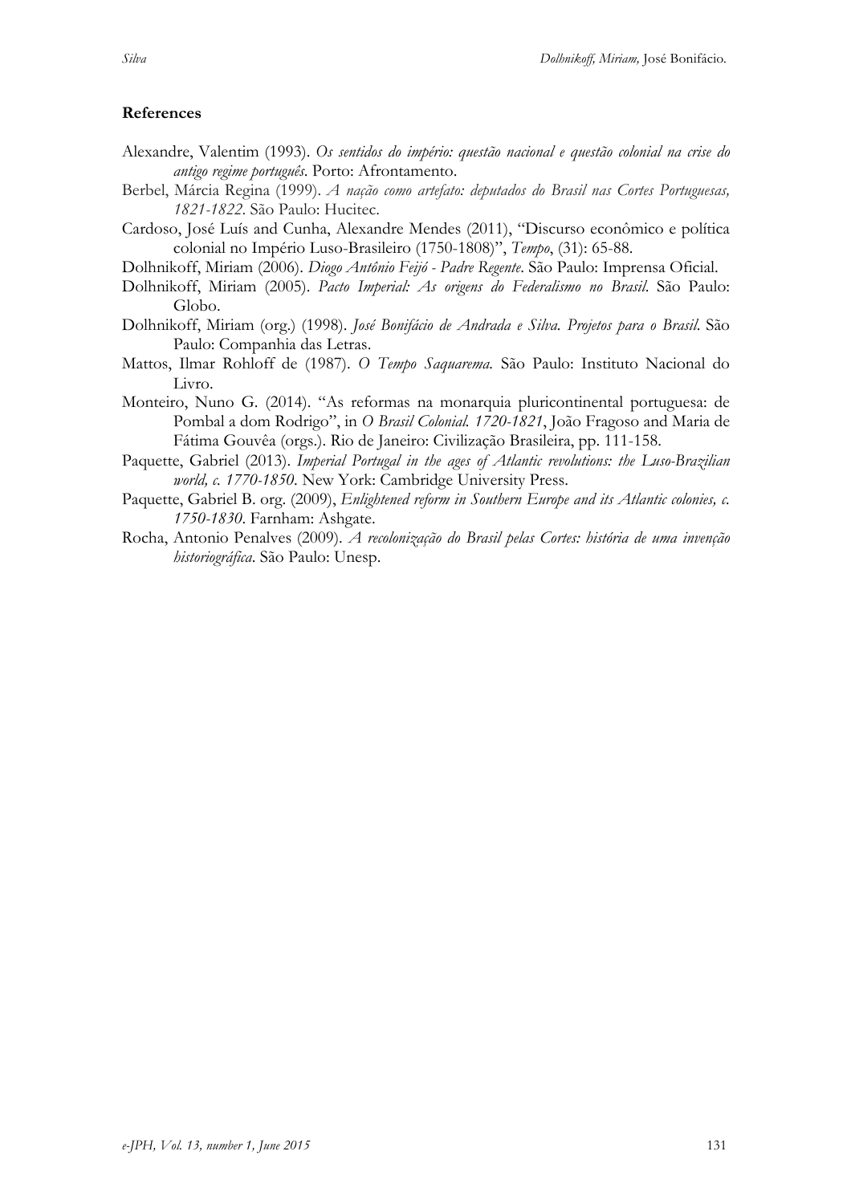**References**

Alexandre, Valentim (1993). *Os sentidos do império: questão nacional e questão colonial na crise do antigo regime português*. Porto: Afrontamento.

Berbel, Márcia Regina (1999). *A nação como artefato: deputados do Brasil nas Cortes Portuguesas, 1821-1822*. São Paulo: Hucitec.

Cardoso, José Luís and Cunha, Alexandre Mendes (2011), "Discurso econômico e política colonial no Império Luso-Brasileiro (1750-1808)", *Tempo*, (31): 65-88.

Dolhnikoff, Miriam (2006). *Diogo Antônio Feijó - Padre Regente*. São Paulo: Imprensa Oficial.

Dolhnikoff, Miriam (2005). *Pacto Imperial: As origens do Federalismo no Brasil*. São Paulo: Globo.

Dolhnikoff, Miriam (org.) (1998). *José Bonifácio de Andrada e Silva. Projetos para o Brasil*. São Paulo: Companhia das Letras.

Mattos, Ilmar Rohloff de (1987). *O Tempo Saquarema*. São Paulo: Instituto Nacional do Livro.

Monteiro, Nuno G. (2014). "As reformas na monarquia pluricontinental portuguesa: de Pombal a dom Rodrigo", in *O Brasil Colonial. 1720-1821*, João Fragoso and Maria de Fátima Gouvêa (orgs.). Rio de Janeiro: Civilização Brasileira, pp. 111-158.

Paquette, Gabriel (2013). *Imperial Portugal in the ages of Atlantic revolutions: the Luso-Brazilian world, c. 1770-1850*. New York: Cambridge University Press.

Paquette, Gabriel B. org. (2009), *Enlightened reform in Southern Europe and its Atlantic colonies, c. 1750-1830*. Farnham: Ashgate.

Rocha, Antonio Penalves (2009). *A recolonização do Brasil pelas Cortes: história de uma invenção historiográfica*. São Paulo: Unesp.